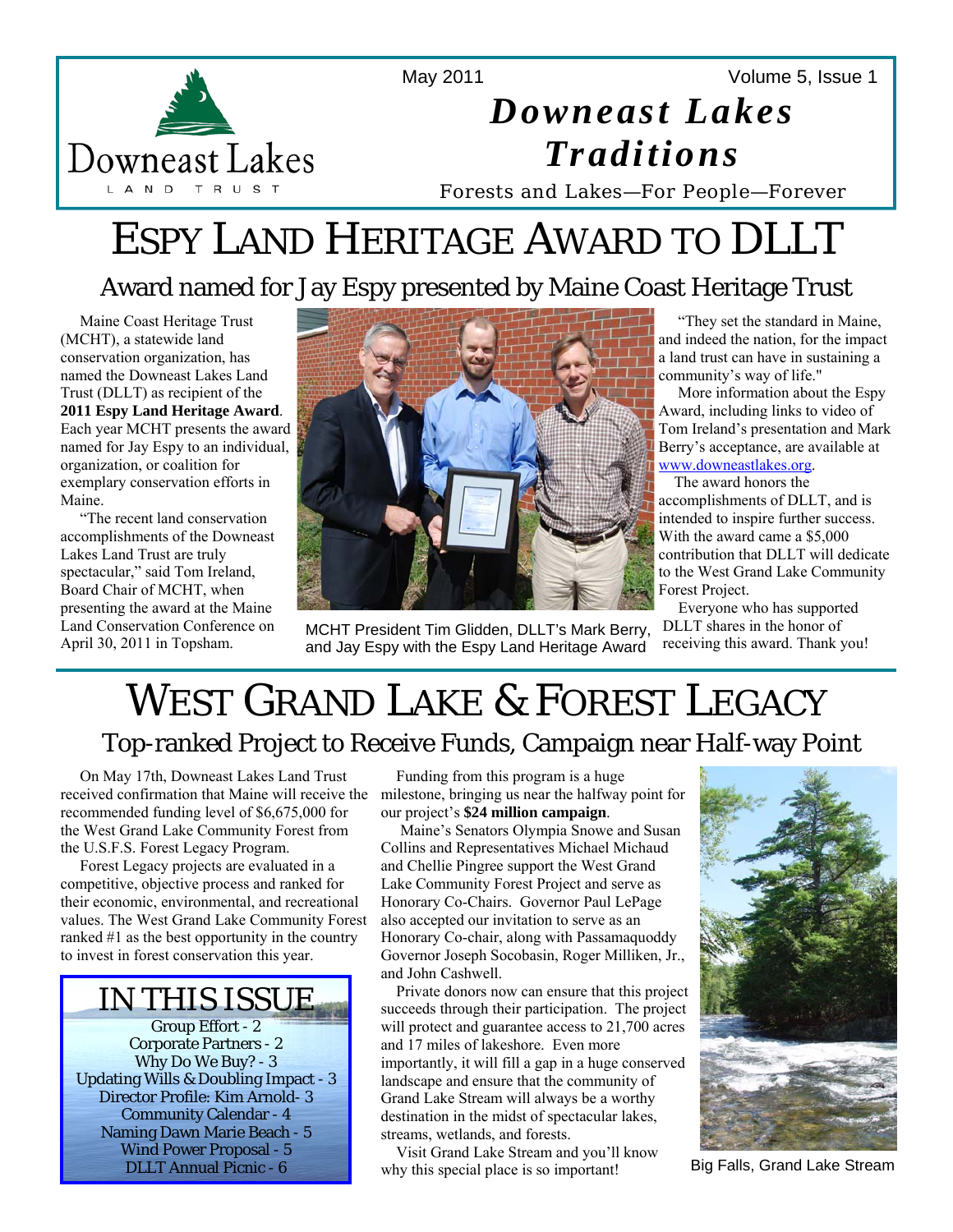May 2011 Volume 5, Issue 1

# *Downeast Lakes Traditions*

Forests and Lakes—For People—Forever

# ESPY LAND HERITAGE AWARD TO DLLT

## Award named for Jay Espy presented by Maine Coast Heritage Trust

Maine Coast Heritage Trust (MCHT), a statewide land conservation organization, has named the Downeast Lakes Land Trust (DLLT) as recipient of the **2011 Espy Land Heritage Award**. Each year MCHT presents the award named for Jay Espy to an individual, organization, or coalition for exemplary conservation efforts in Maine.

"The recent land conservation accomplishments of the Downeast Lakes Land Trust are truly spectacular," said Tom Ireland, Board Chair of MCHT, when presenting the award at the Maine Land Conservation Conference on April 30, 2011 in Topsham.

MCHT President Tim Glidden, DLLT's Mark Berry, and Jay Espy with the Espy Land Heritage Award

"They set the standard in Maine, and indeed the nation, for the impact a land trust can have in sustaining a community's way of life."

More information about the Espy Award, including links to video of Tom Ireland's presentation and Mark Berry's acceptance, are available at www.downeastlakes.org.

The award honors the accomplishments of DLLT, and is intended to inspire further success. With the award came a $5,000 contribution that DLLT will dedicate to the West Grand Lake Community Forest Project.

Everyone who has supported DLLT shares in the honor of receiving this award. Thank you!

# WEST GRAND LAKE & FOREST LEGACY

## Top-ranked Project to Receive Funds, Campaign near Half-way Point

On May 17th, Downeast Lakes Land Trust received confirmation that Maine will receive the recommended funding level of $6,675,000 for the West Grand Lake Community Forest from the U.S.F.S. Forest Legacy Program.

Forest Legacy projects are evaluated in a competitive, objective process and ranked for their economic, environmental, and recreational values. The West Grand Lake Community Forest ranked #1 as the best opportunity in the country to invest in forest conservation this year.

> **IN THIS ISSUE**
>
> Group Effort - 2
> Corporate Partners - 2
> Why Do We Buy? - 3
> Updating Wills & Doubling Impact - 3
> Director Profile: Kim Arnold- 3
> Community Calendar - 4
> Naming Dawn Marie Beach - 5
> Wind Power Proposal - 5
> DLLT Annual Picnic - 6

Funding from this program is a huge milestone, bringing us near the halfway point for our project's **$24 million campaign**.

Maine's Senators Olympia Snowe and Susan Collins and Representatives Michael Michaud and Chellie Pingree support the West Grand Lake Community Forest Project and serve as Honorary Co-Chairs. Governor Paul LePage also accepted our invitation to serve as an Honorary Co-chair, along with Passamaquoddy Governor Joseph Socobasin, Roger Milliken, Jr., and John Cashwell.

Private donors now can ensure that this project succeeds through their participation. The project will protect and guarantee access to 21,700 acres and 17 miles of lakeshore. Even more importantly, it will fill a gap in a huge conserved landscape and ensure that the community of Grand Lake Stream will always be a worthy destination in the midst of spectacular lakes, streams, wetlands, and forests.

Visit Grand Lake Stream and you'll know why this special place is so important!

Big Falls, Grand Lake Stream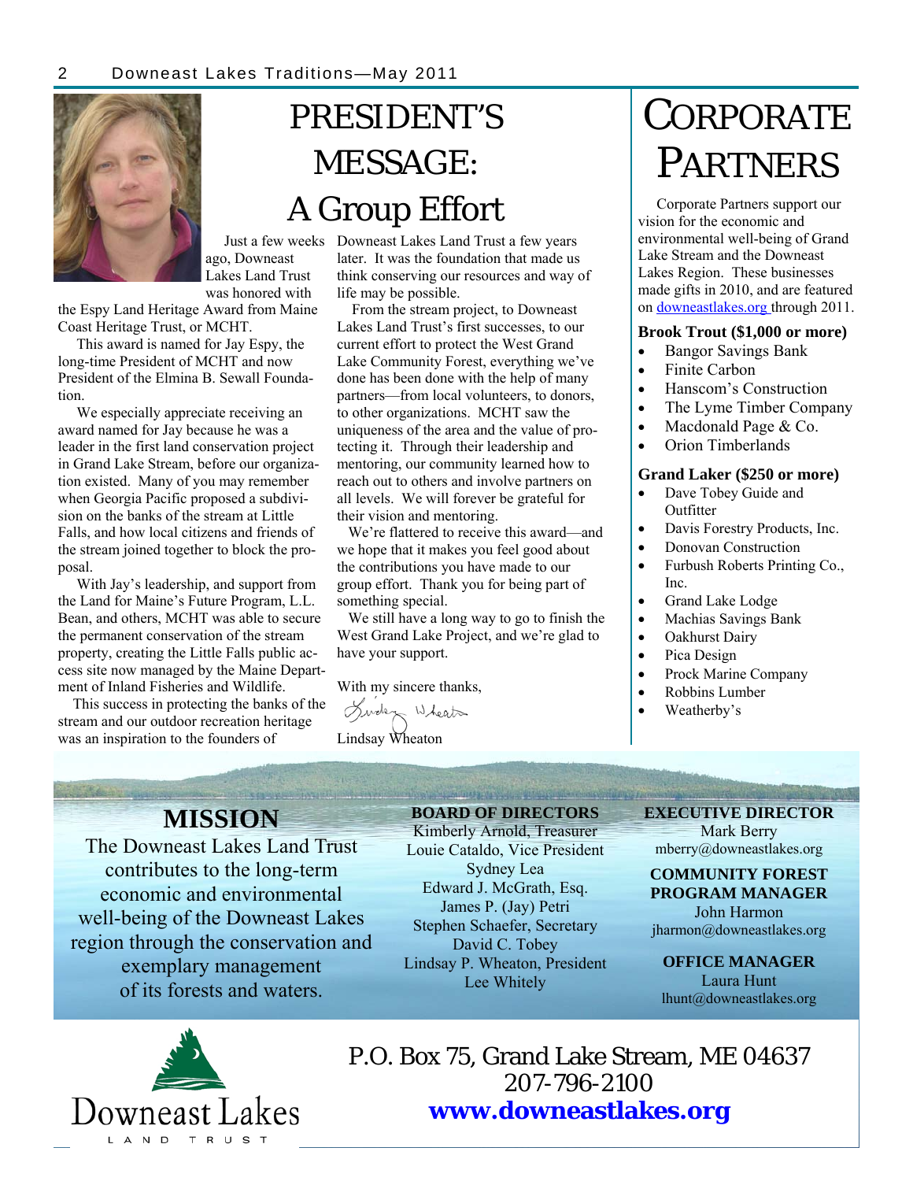# PRESIDENT'S MESSAGE: A Group Effort

Just a few weeks ago, Downeast Lakes Land Trust was honored with the Espy Land Heritage Award from Maine Coast Heritage Trust, or MCHT.

This award is named for Jay Espy, the long-time President of MCHT and now President of the Elmina B. Sewall Foundation.

We especially appreciate receiving an award named for Jay because he was a leader in the first land conservation project in Grand Lake Stream, before our organization existed. Many of you may remember when Georgia Pacific proposed a subdivision on the banks of the stream at Little Falls, and how local citizens and friends of the stream joined together to block the proposal.

With Jay's leadership, and support from the Land for Maine's Future Program, L.L. Bean, and others, MCHT was able to secure the permanent conservation of the stream property, creating the Little Falls public access site now managed by the Maine Department of Inland Fisheries and Wildlife.

This success in protecting the banks of the stream and our outdoor recreation heritage was an inspiration to the founders of Downeast Lakes Land Trust a few years later. It was the foundation that made us think conserving our resources and way of life may be possible.

From the stream project, to Downeast Lakes Land Trust's first successes, to our current effort to protect the West Grand Lake Community Forest, everything we've done has been done with the help of many partners—from local volunteers, to donors, to other organizations. MCHT saw the uniqueness of the area and the value of protecting it. Through their leadership and mentoring, our community learned how to reach out to others and involve partners on all levels. We will forever be grateful for their vision and mentoring.

We're flattered to receive this award—and we hope that it makes you feel good about the contributions you have made to our group effort. Thank you for being part of something special.

We still have a long way to go to finish the West Grand Lake Project, and we're glad to have your support.

With my sincere thanks,

Lindsay Wheaton

# CORPORATE PARTNERS

Corporate Partners support our vision for the economic and environmental well-being of Grand Lake Stream and the Downeast Lakes Region. These businesses made gifts in 2010, and are featured on downeastlakes.org through 2011.

**Brook Trout ($1,000 or more)**

- Bangor Savings Bank
- Finite Carbon
- Hanscom's Construction
- The Lyme Timber Company
- Macdonald Page & Co.
- Orion Timberlands

**Grand Laker ($250 or more)**

- Dave Tobey Guide and Outfitter
- Davis Forestry Products, Inc.
- Donovan Construction
- Furbush Roberts Printing Co., Inc.
- Grand Lake Lodge
- Machias Savings Bank
- Oakhurst Dairy
- Pica Design
- Prock Marine Company
- Robbins Lumber
- Weatherby's

## MISSION

The Downeast Lakes Land Trust contributes to the long-term economic and environmental well-being of the Downeast Lakes region through the conservation and exemplary management of its forests and waters.

**BOARD OF DIRECTORS**

Kimberly Arnold, Treasurer
Louie Cataldo, Vice President
Sydney Lea
Edward J. McGrath, Esq.
James P. (Jay) Petri
Stephen Schaefer, Secretary
David C. Tobey
Lindsay P. Wheaton, President
Lee Whitely

**EXECUTIVE DIRECTOR**

Mark Berry
mberry@downeastlakes.org

**COMMUNITY FOREST PROGRAM MANAGER**

John Harmon
jharmon@downeastlakes.org

**OFFICE MANAGER**

Laura Hunt
lhunt@downeastlakes.org

Downeast Lakes LAND TRUST

P.O. Box 75, Grand Lake Stream, ME 04637
207-796-2100
**www.downeastlakes.org**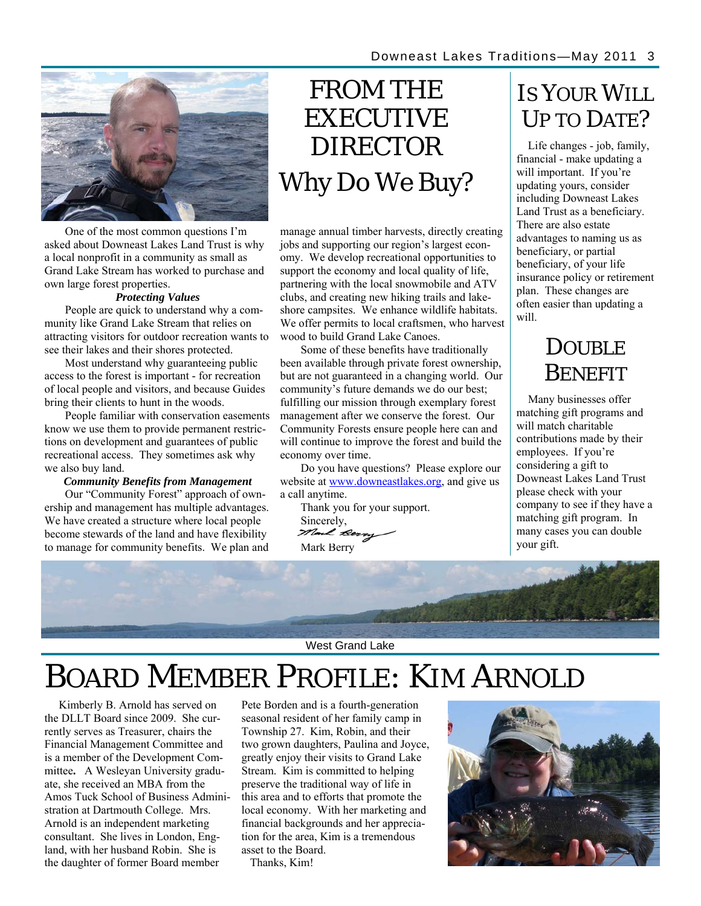# FROM THE EXECUTIVE DIRECTOR

## Why Do We Buy?

One of the most common questions I'm asked about Downeast Lakes Land Trust is why a local nonprofit in a community as small as Grand Lake Stream has worked to purchase and own large forest properties.

***Protecting Values***

People are quick to understand why a community like Grand Lake Stream that relies on attracting visitors for outdoor recreation wants to see their lakes and their shores protected.

Most understand why guaranteeing public access to the forest is important - for recreation of local people and visitors, and because Guides bring their clients to hunt in the woods.

People familiar with conservation easements know we use them to provide permanent restrictions on development and guarantees of public recreational access. They sometimes ask why we also buy land.

***Community Benefits from Management***

Our "Community Forest" approach of ownership and management has multiple advantages. We have created a structure where local people become stewards of the land and have flexibility to manage for community benefits. We plan and manage annual timber harvests, directly creating jobs and supporting our region's largest economy. We develop recreational opportunities to support the economy and local quality of life, partnering with the local snowmobile and ATV clubs, and creating new hiking trails and lakeshore campsites. We enhance wildlife habitats. We offer permits to local craftsmen, who harvest wood to build Grand Lake Canoes.

Some of these benefits have traditionally been available through private forest ownership, but are not guaranteed in a changing world. Our community's future demands we do our best; fulfilling our mission through exemplary forest management after we conserve the forest. Our Community Forests ensure people here can and will continue to improve the forest and build the economy over time.

Do you have questions? Please explore our website at www.downeastlakes.org, and give us a call anytime.

Thank you for your support.

Sincerely,

Mark Berry

# IS YOUR WILL UP TO DATE?

Life changes - job, family, financial - make updating a will important. If you're updating yours, consider including Downeast Lakes Land Trust as a beneficiary. There are also estate advantages to naming us as beneficiary, or partial beneficiary, of your life insurance policy or retirement plan. These changes are often easier than updating a will.

# DOUBLE BENEFIT

Many businesses offer matching gift programs and will match charitable contributions made by their employees. If you're considering a gift to Downeast Lakes Land Trust please check with your company to see if they have a matching gift program. In many cases you can double your gift.

West Grand Lake

# BOARD MEMBER PROFILE: KIM ARNOLD

Kimberly B. Arnold has served on the DLLT Board since 2009. She currently serves as Treasurer, chairs the Financial Management Committee and is a member of the Development Committee**.** A Wesleyan University graduate, she received an MBA from the Amos Tuck School of Business Administration at Dartmouth College. Mrs. Arnold is an independent marketing consultant. She lives in London, England, with her husband Robin. She is the daughter of former Board member Pete Borden and is a fourth-generation seasonal resident of her family camp in Township 27. Kim, Robin, and their two grown daughters, Paulina and Joyce, greatly enjoy their visits to Grand Lake Stream. Kim is committed to helping preserve the traditional way of life in this area and to efforts that promote the local economy. With her marketing and financial backgrounds and her appreciation for the area, Kim is a tremendous asset to the Board.

Thanks, Kim!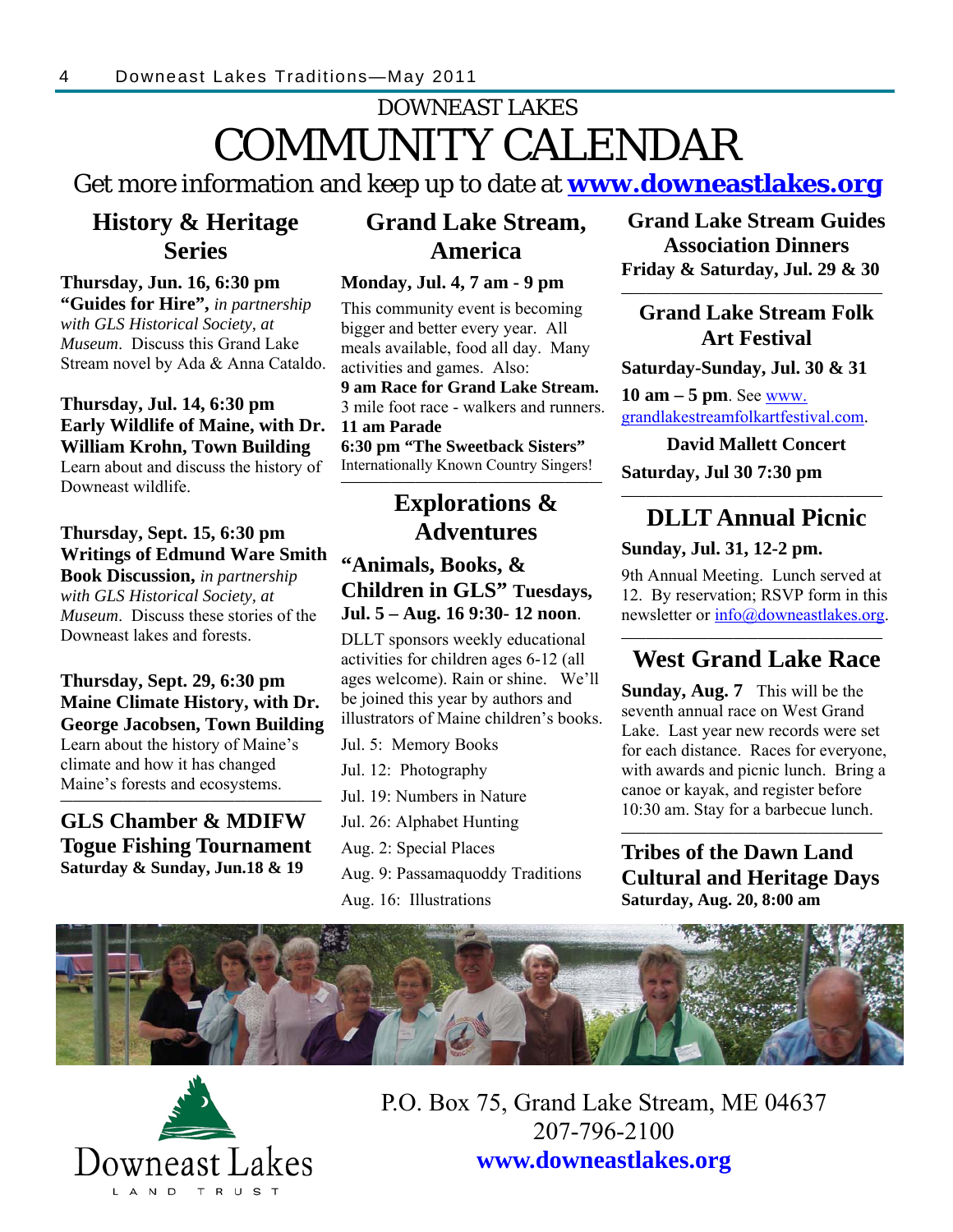DOWNEAST LAKES

# COMMUNITY CALENDAR

Get more information and keep up to date at **www.downeastlakes.org**

## History & Heritage Series

**Thursday, Jun. 16, 6:30 pm**
**"Guides for Hire",** *in partnership with GLS Historical Society, at Museum*. Discuss this Grand Lake Stream novel by Ada & Anna Cataldo.

**Thursday, Jul. 14, 6:30 pm**
**Early Wildlife of Maine, with Dr. William Krohn, Town Building**
Learn about and discuss the history of Downeast wildlife.

**Thursday, Sept. 15, 6:30 pm**
**Writings of Edmund Ware Smith Book Discussion,** *in partnership with GLS Historical Society, at Museum*. Discuss these stories of the Downeast lakes and forests.

**Thursday, Sept. 29, 6:30 pm**
**Maine Climate History, with Dr. George Jacobsen, Town Building**
Learn about the history of Maine's climate and how it has changed Maine's forests and ecosystems.

## GLS Chamber & MDIFW Togue Fishing Tournament

**Saturday & Sunday, Jun.18 & 19**

## Grand Lake Stream, America

**Monday, Jul. 4, 7 am - 9 pm**
This community event is becoming bigger and better every year. All meals available, food all day. Many activities and games. Also:
**9 am Race for Grand Lake Stream.** 3 mile foot race - walkers and runners.
**11 am Parade**
**6:30 pm "The Sweetback Sisters"**
Internationally Known Country Singers!

## Explorations & Adventures

### "Animals, Books, & Children in GLS" Tuesdays, Jul. 5 – Aug. 16 9:30- 12 noon.

DLLT sponsors weekly educational activities for children ages 6-12 (all ages welcome). Rain or shine. We'll be joined this year by authors and illustrators of Maine children's books.

Jul. 5: Memory Books
Jul. 12: Photography
Jul. 19: Numbers in Nature
Jul. 26: Alphabet Hunting
Aug. 2: Special Places
Aug. 9: Passamaquoddy Traditions
Aug. 16: Illustrations

## Grand Lake Stream Guides Association Dinners

**Friday & Saturday, Jul. 29 & 30**

## Grand Lake Stream Folk Art Festival

**Saturday-Sunday, Jul. 30 & 31**
**10 am – 5 pm**. See www.grandlakestreamfolkartfestival.com.

**David Mallett Concert**
**Saturday, Jul 30 7:30 pm**

## DLLT Annual Picnic

**Sunday, Jul. 31, 12-2 pm.**
9th Annual Meeting. Lunch served at 12. By reservation; RSVP form in this newsletter or info@downeastlakes.org.

## West Grand Lake Race

**Sunday, Aug. 7** This will be the seventh annual race on West Grand Lake. Last year new records were set for each distance. Races for everyone, with awards and picnic lunch. Bring a canoe or kayak, and register before 10:30 am. Stay for a barbecue lunch.

## Tribes of the Dawn Land Cultural and Heritage Days

**Saturday, Aug. 20, 8:00 am**

Downeast Lakes LAND TRUST

P.O. Box 75, Grand Lake Stream, ME 04637
207-796-2100
**www.downeastlakes.org**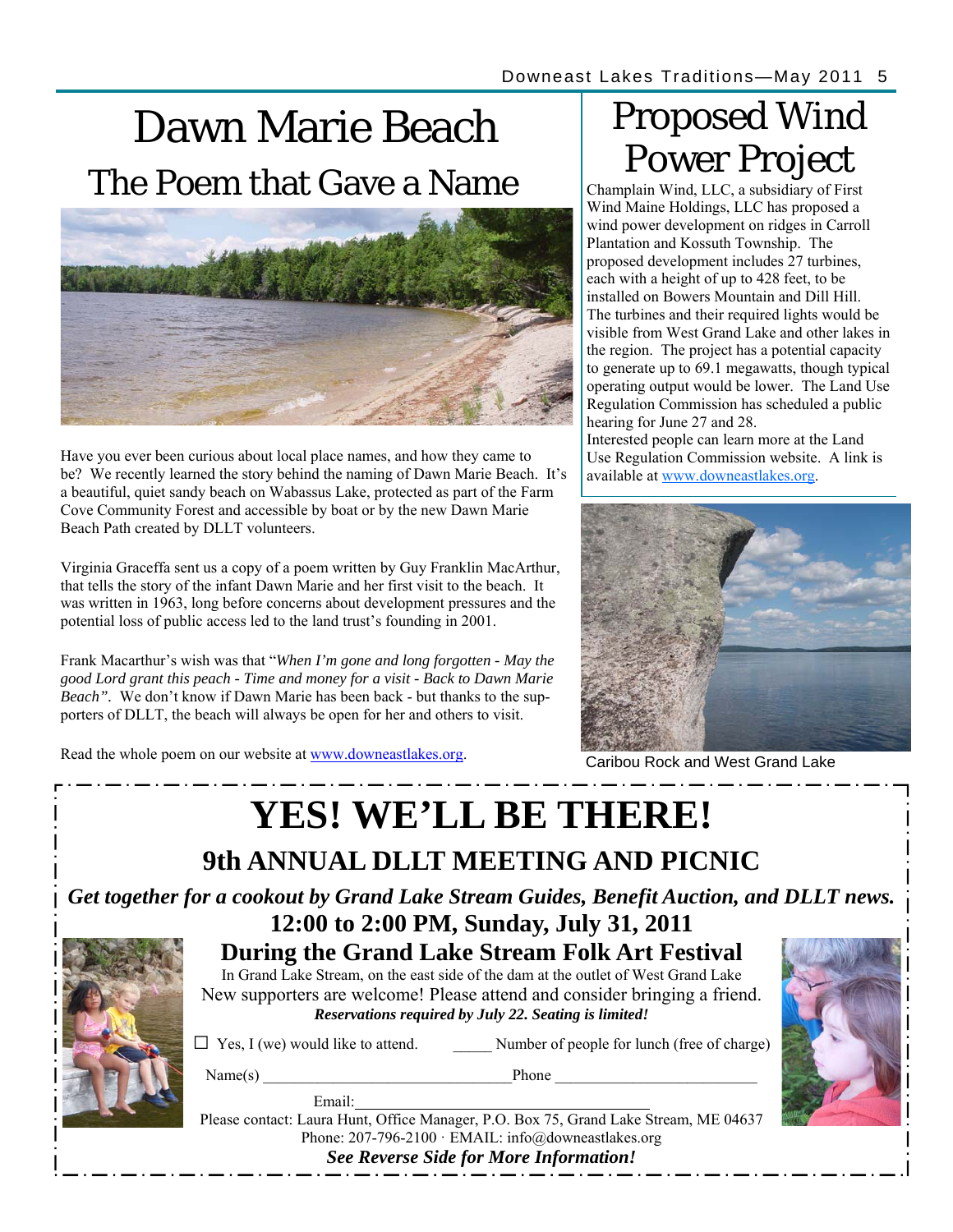# Dawn Marie Beach

## The Poem that Gave a Name

Have you ever been curious about local place names, and how they came to be? We recently learned the story behind the naming of Dawn Marie Beach. It's a beautiful, quiet sandy beach on Wabassus Lake, protected as part of the Farm Cove Community Forest and accessible by boat or by the new Dawn Marie Beach Path created by DLLT volunteers.

Virginia Graceffa sent us a copy of a poem written by Guy Franklin MacArthur, that tells the story of the infant Dawn Marie and her first visit to the beach. It was written in 1963, long before concerns about development pressures and the potential loss of public access led to the land trust's founding in 2001.

Frank Macarthur's wish was that "*When I'm gone and long forgotten - May the good Lord grant this peach - Time and money for a visit - Back to Dawn Marie Beach"*. We don't know if Dawn Marie has been back - but thanks to the supporters of DLLT, the beach will always be open for her and others to visit.

Read the whole poem on our website at www.downeastlakes.org.

# Proposed Wind Power Project

Champlain Wind, LLC, a subsidiary of First Wind Maine Holdings, LLC has proposed a wind power development on ridges in Carroll Plantation and Kossuth Township. The proposed development includes 27 turbines, each with a height of up to 428 feet, to be installed on Bowers Mountain and Dill Hill. The turbines and their required lights would be visible from West Grand Lake and other lakes in the region. The project has a potential capacity to generate up to 69.1 megawatts, though typical operating output would be lower. The Land Use Regulation Commission has scheduled a public hearing for June 27 and 28.

Interested people can learn more at the Land Use Regulation Commission website. A link is available at www.downeastlakes.org.

Caribou Rock and West Grand Lake

# YES! WE'LL BE THERE!

## 9th ANNUAL DLLT MEETING AND PICNIC

***Get together for a cookout by Grand Lake Stream Guides, Benefit Auction, and DLLT news.***

**12:00 to 2:00 PM, Sunday, July 31, 2011**

**During the Grand Lake Stream Folk Art Festival**

In Grand Lake Stream, on the east side of the dam at the outlet of West Grand Lake

New supporters are welcome! Please attend and consider bringing a friend.

***Reservations required by July 22. Seating is limited!***

☐ Yes, I (we) would like to attend. _____ Number of people for lunch (free of charge)

Name(s) _______________________________ Phone _________________________

Email:____________________________________

Please contact: Laura Hunt, Office Manager, P.O. Box 75, Grand Lake Stream, ME 04637

Phone: 207-796-2100 · EMAIL: info@downeastlakes.org

***See Reverse Side for More Information!***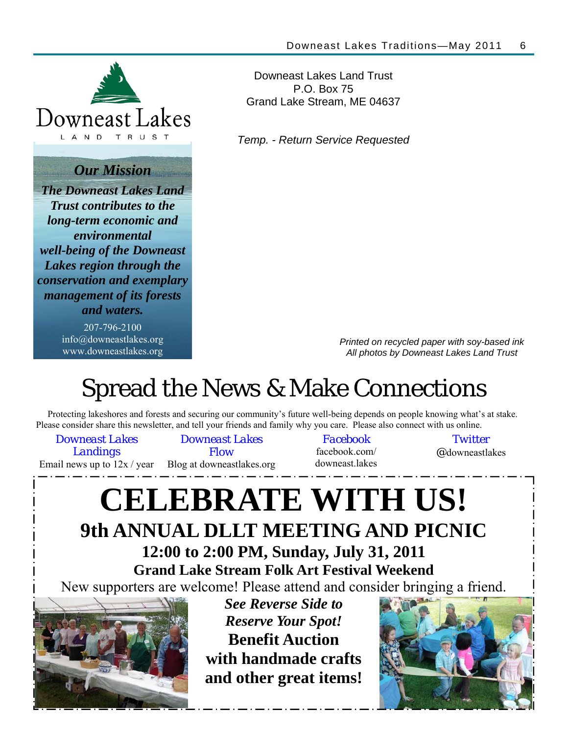Downeast Lakes
LAND TRUST

**_Our Mission_**

**_The Downeast Lakes Land Trust contributes to the long-term economic and environmental well-being of the Downeast Lakes region through the conservation and exemplary management of its forests and waters._**

207-796-2100
info@downeastlakes.org
www.downeastlakes.org

Downeast Lakes Land Trust
P.O. Box 75
Grand Lake Stream, ME 04637

*Temp. - Return Service Requested*

*Printed on recycled paper with soy-based ink*
*All photos by Downeast Lakes Land Trust*

# Spread the News & Make Connections

Protecting lakeshores and forests and securing our community's future well-being depends on people knowing what's at stake. Please consider share this newsletter, and tell your friends and family why you care. Please also connect with us online.

*Downeast Lakes Landings*
Email news up to 12x / year

*Downeast Lakes Flow*
Blog at downeastlakes.org

*Facebook*
facebook.com/downeast.lakes

*Twitter*
@downeastlakes

# CELEBRATE WITH US!

## 9th ANNUAL DLLT MEETING AND PICNIC

### 12:00 to 2:00 PM, Sunday, July 31, 2011

**Grand Lake Stream Folk Art Festival Weekend**

New supporters are welcome! Please attend and consider bringing a friend.

***See Reverse Side to Reserve Your Spot!***

**Benefit Auction with handmade crafts and other great items!**